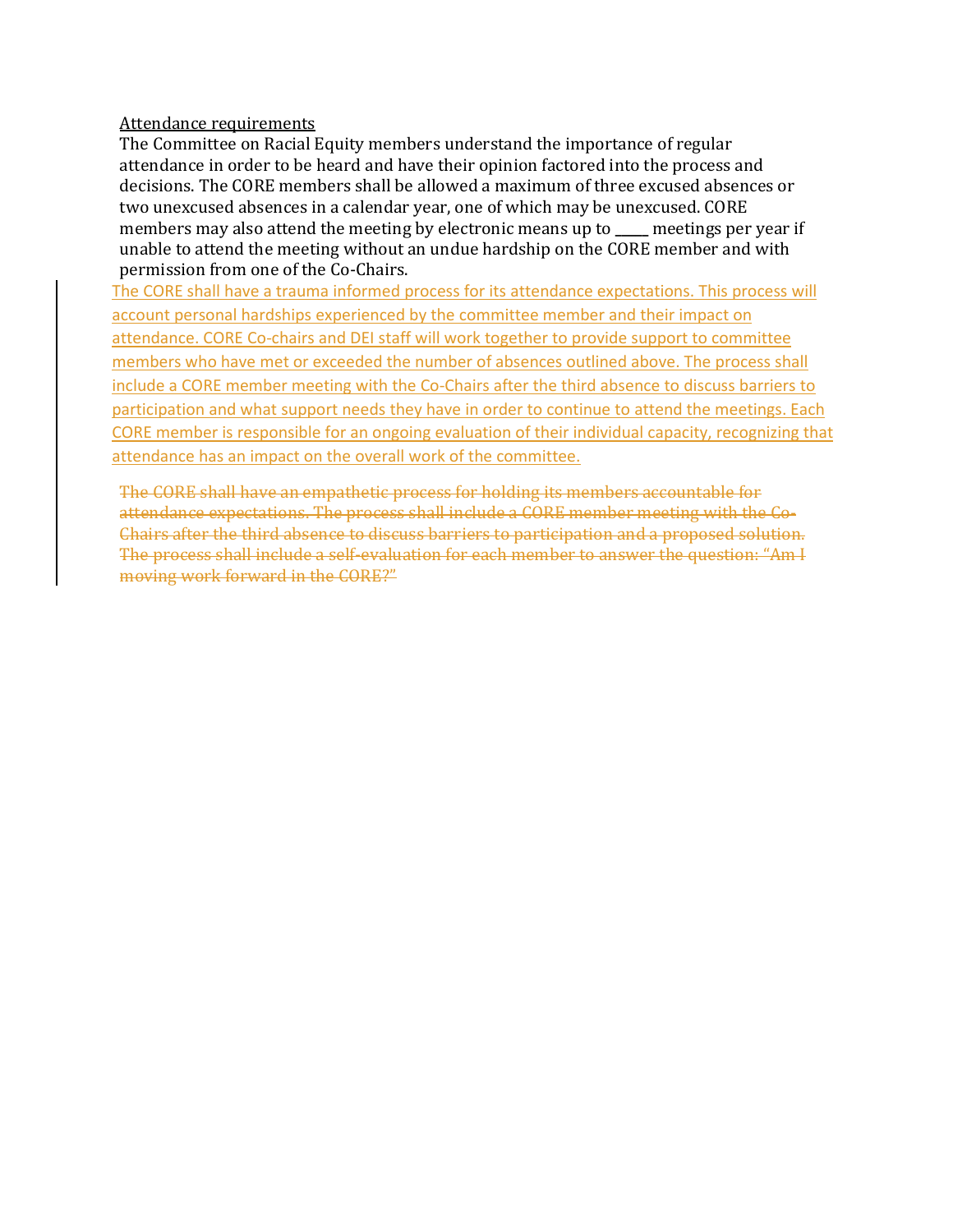<u>Attendance requirements</u>

The Committee on Racial Equity members understand the importance of regular attendance in order to be heard and have their opinion factored into the process and decisions. The CORE members shall be allowed a maximum of three excused absences or two unexcused absences in a calendar year, one of which may be unexcused. CORE members may also attend the meeting by electronic means up to _____ meetings per year if unable to attend the meeting without an undue hardship on the CORE member and with permission from one of the Co-Chairs.

<u>The CORE shall have a trauma informed process for its attendance expectations. This process will account personal hardships experienced by the committee member and their impact on attendance. CORE Co-chairs and DEI staff will work together to provide support to committee members who have met or exceeded the number of absences outlined above. The process shall include a CORE member meeting with the Co-Chairs after the third absence to discuss barriers to participation and what support needs they have in order to continue to attend the meetings. Each CORE member is responsible for an ongoing evaluation of their individual capacity, recognizing that attendance has an impact on the overall work of the committee.</u>

~~The CORE shall have an empathetic process for holding its members accountable for attendance expectations. The process shall include a CORE member meeting with the Co-Chairs after the third absence to discuss barriers to participation and a proposed solution. The process shall include a self-evaluation for each member to answer the question: "Am I moving work forward in the CORE?"~~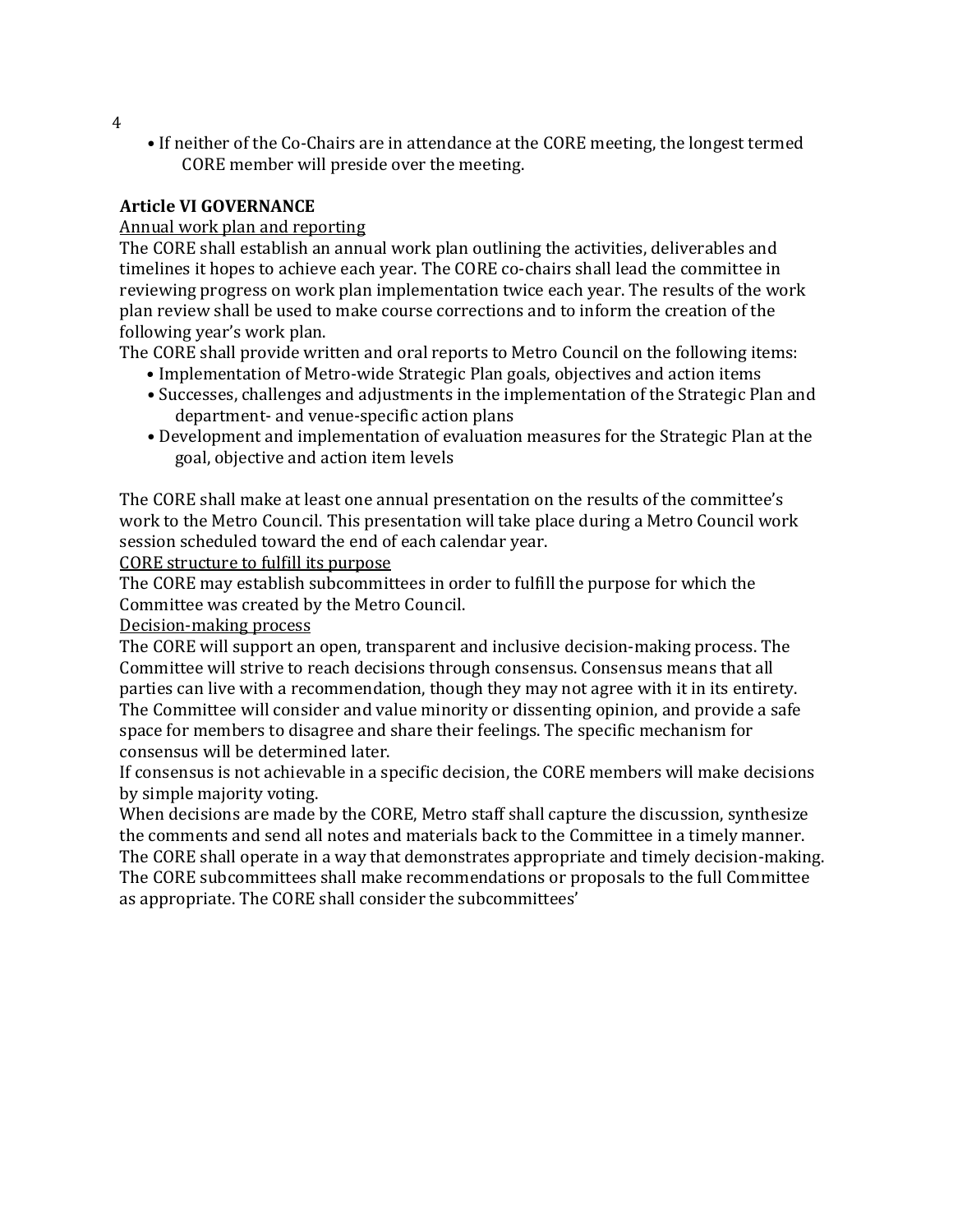- If neither of the Co-Chairs are in attendance at the CORE meeting, the longest termed CORE member will preside over the meeting.

**Article VI GOVERNANCE**

Annual work plan and reporting

The CORE shall establish an annual work plan outlining the activities, deliverables and timelines it hopes to achieve each year. The CORE co-chairs shall lead the committee in reviewing progress on work plan implementation twice each year. The results of the work plan review shall be used to make course corrections and to inform the creation of the following year's work plan.

The CORE shall provide written and oral reports to Metro Council on the following items:

- Implementation of Metro-wide Strategic Plan goals, objectives and action items
- Successes, challenges and adjustments in the implementation of the Strategic Plan and department- and venue-specific action plans
- Development and implementation of evaluation measures for the Strategic Plan at the goal, objective and action item levels

The CORE shall make at least one annual presentation on the results of the committee's work to the Metro Council. This presentation will take place during a Metro Council work session scheduled toward the end of each calendar year.

CORE structure to fulfill its purpose

The CORE may establish subcommittees in order to fulfill the purpose for which the Committee was created by the Metro Council.

Decision-making process

The CORE will support an open, transparent and inclusive decision-making process. The Committee will strive to reach decisions through consensus. Consensus means that all parties can live with a recommendation, though they may not agree with it in its entirety. The Committee will consider and value minority or dissenting opinion, and provide a safe space for members to disagree and share their feelings. The specific mechanism for consensus will be determined later.

If consensus is not achievable in a specific decision, the CORE members will make decisions by simple majority voting.

When decisions are made by the CORE, Metro staff shall capture the discussion, synthesize the comments and send all notes and materials back to the Committee in a timely manner. The CORE shall operate in a way that demonstrates appropriate and timely decision-making. The CORE subcommittees shall make recommendations or proposals to the full Committee as appropriate. The CORE shall consider the subcommittees'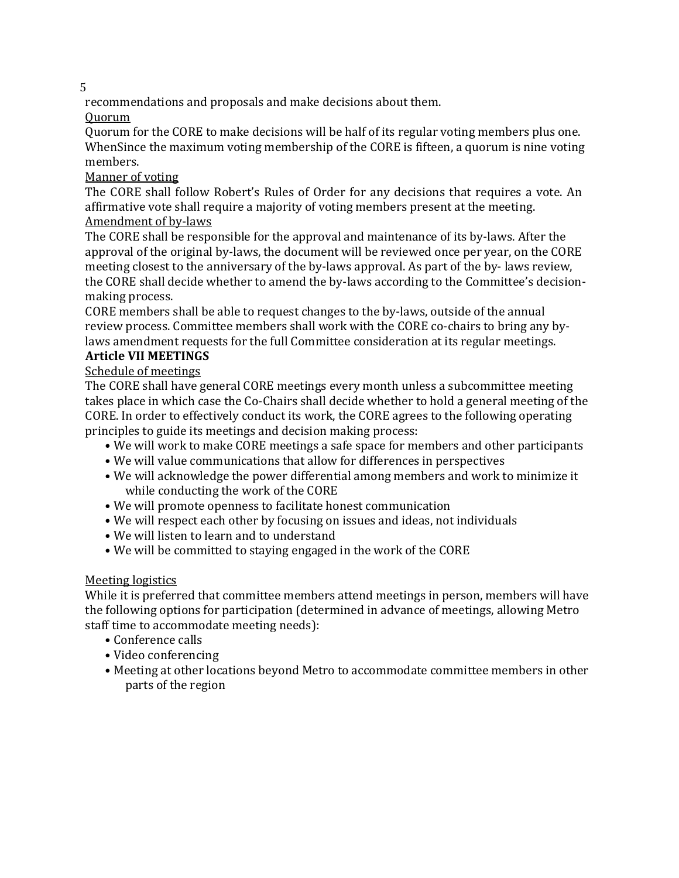recommendations and proposals and make decisions about them.

Quorum

Quorum for the CORE to make decisions will be half of its regular voting members plus one. WhenSince the maximum voting membership of the CORE is fifteen, a quorum is nine voting members.

Manner of voting

The CORE shall follow Robert's Rules of Order for any decisions that requires a vote. An affirmative vote shall require a majority of voting members present at the meeting.

Amendment of by-laws

The CORE shall be responsible for the approval and maintenance of its by-laws. After the approval of the original by-laws, the document will be reviewed once per year, on the CORE meeting closest to the anniversary of the by-laws approval. As part of the by- laws review, the CORE shall decide whether to amend the by-laws according to the Committee's decision-making process.

CORE members shall be able to request changes to the by-laws, outside of the annual review process. Committee members shall work with the CORE co-chairs to bring any by-laws amendment requests for the full Committee consideration at its regular meetings.

**Article VII MEETINGS**

Schedule of meetings

The CORE shall have general CORE meetings every month unless a subcommittee meeting takes place in which case the Co-Chairs shall decide whether to hold a general meeting of the CORE. In order to effectively conduct its work, the CORE agrees to the following operating principles to guide its meetings and decision making process:

- We will work to make CORE meetings a safe space for members and other participants
- We will value communications that allow for differences in perspectives
- We will acknowledge the power differential among members and work to minimize it while conducting the work of the CORE
- We will promote openness to facilitate honest communication
- We will respect each other by focusing on issues and ideas, not individuals
- We will listen to learn and to understand
- We will be committed to staying engaged in the work of the CORE

Meeting logistics

While it is preferred that committee members attend meetings in person, members will have the following options for participation (determined in advance of meetings, allowing Metro staff time to accommodate meeting needs):

- Conference calls
- Video conferencing
- Meeting at other locations beyond Metro to accommodate committee members in other parts of the region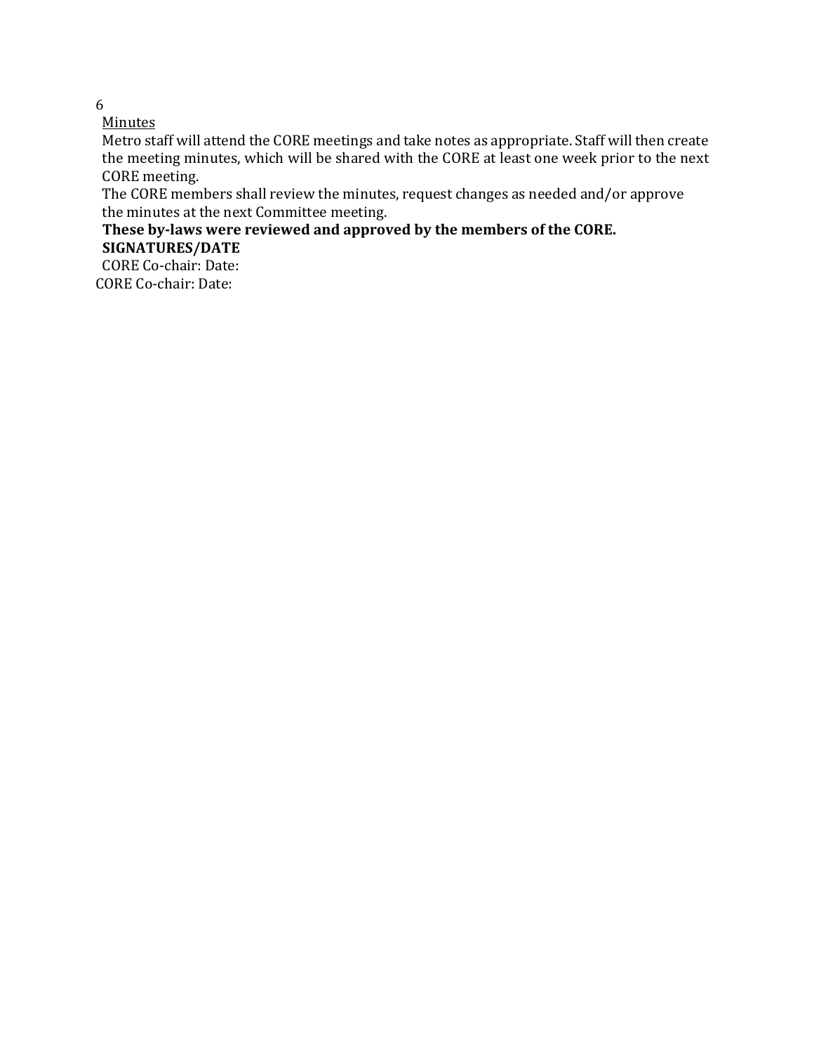Minutes

Metro staff will attend the CORE meetings and take notes as appropriate. Staff will then create the meeting minutes, which will be shared with the CORE at least one week prior to the next CORE meeting.

The CORE members shall review the minutes, request changes as needed and/or approve the minutes at the next Committee meeting.

**These by-laws were reviewed and approved by the members of the CORE.**

**SIGNATURES/DATE**

CORE Co-chair: Date:

CORE Co-chair: Date: